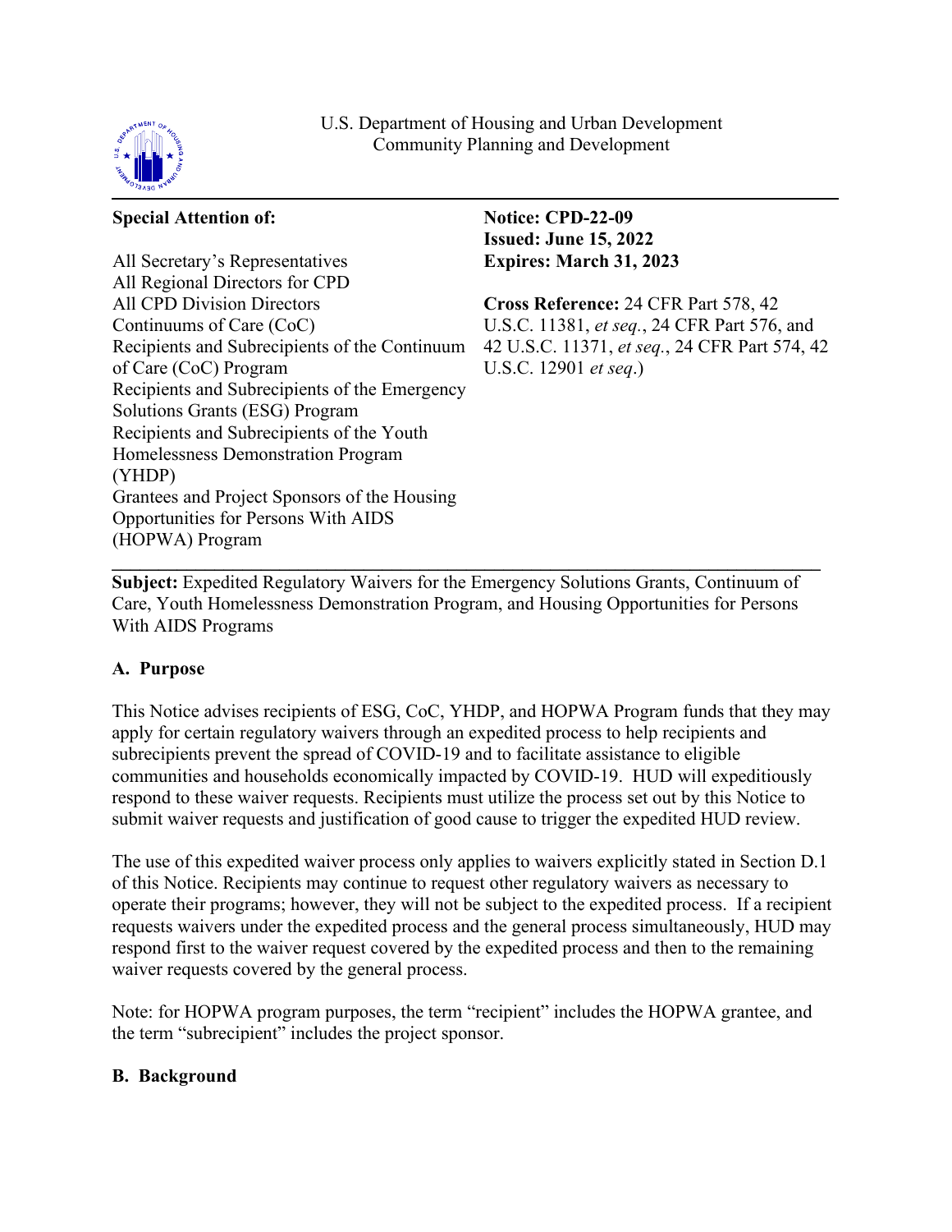U.S. Department of Housing and Urban Development
Community Planning and Development

**Special Attention of:**

All Secretary's Representatives
All Regional Directors for CPD
All CPD Division Directors
Continuums of Care (CoC)
Recipients and Subrecipients of the Continuum of Care (CoC) Program
Recipients and Subrecipients of the Emergency Solutions Grants (ESG) Program
Recipients and Subrecipients of the Youth Homelessness Demonstration Program (YHDP)
Grantees and Project Sponsors of the Housing Opportunities for Persons With AIDS (HOPWA) Program

**Notice: CPD-22-09**
**Issued: June 15, 2022**
**Expires: March 31, 2023**

**Cross Reference:** 24 CFR Part 578, 42 U.S.C. 11381, *et seq.*, 24 CFR Part 576, and 42 U.S.C. 11371, *et seq.*, 24 CFR Part 574, 42 U.S.C. 12901 *et seq.*)

---

**Subject:** Expedited Regulatory Waivers for the Emergency Solutions Grants, Continuum of Care, Youth Homelessness Demonstration Program, and Housing Opportunities for Persons With AIDS Programs

## A. Purpose

This Notice advises recipients of ESG, CoC, YHDP, and HOPWA Program funds that they may apply for certain regulatory waivers through an expedited process to help recipients and subrecipients prevent the spread of COVID-19 and to facilitate assistance to eligible communities and households economically impacted by COVID-19. HUD will expeditiously respond to these waiver requests. Recipients must utilize the process set out by this Notice to submit waiver requests and justification of good cause to trigger the expedited HUD review.

The use of this expedited waiver process only applies to waivers explicitly stated in Section D.1 of this Notice. Recipients may continue to request other regulatory waivers as necessary to operate their programs; however, they will not be subject to the expedited process. If a recipient requests waivers under the expedited process and the general process simultaneously, HUD may respond first to the waiver request covered by the expedited process and then to the remaining waiver requests covered by the general process.

Note: for HOPWA program purposes, the term "recipient" includes the HOPWA grantee, and the term "subrecipient" includes the project sponsor.

## B. Background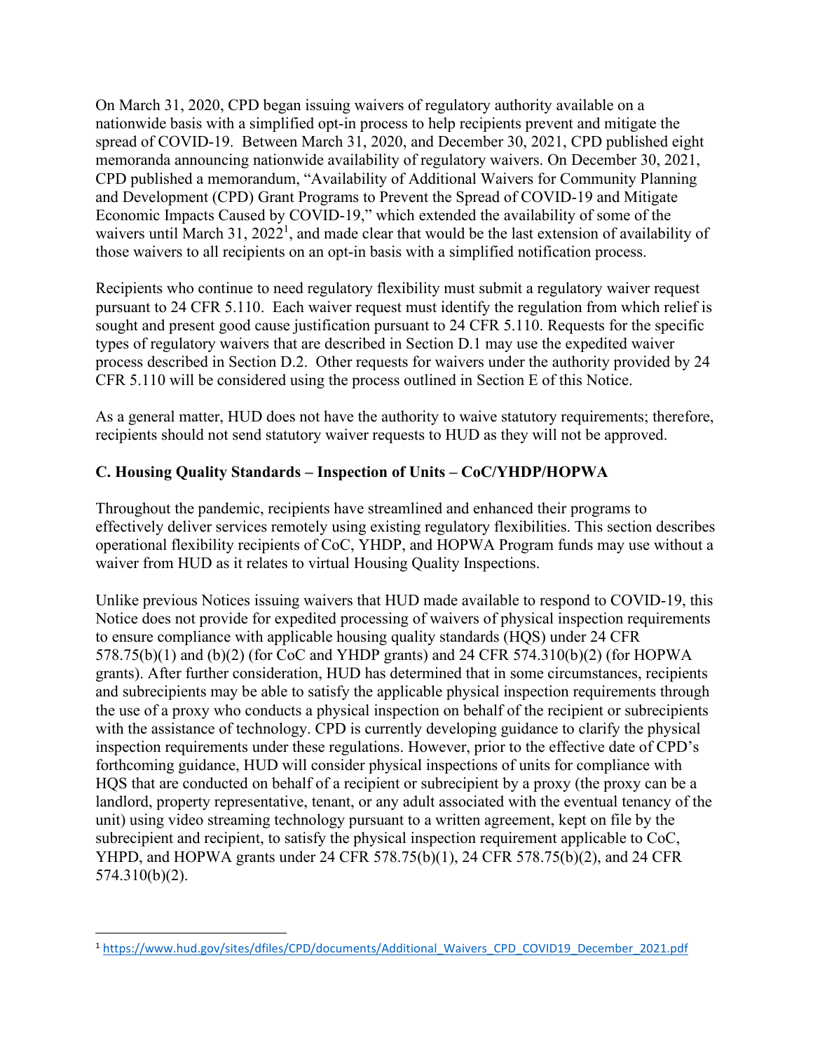On March 31, 2020, CPD began issuing waivers of regulatory authority available on a nationwide basis with a simplified opt-in process to help recipients prevent and mitigate the spread of COVID-19. Between March 31, 2020, and December 30, 2021, CPD published eight memoranda announcing nationwide availability of regulatory waivers. On December 30, 2021, CPD published a memorandum, "Availability of Additional Waivers for Community Planning and Development (CPD) Grant Programs to Prevent the Spread of COVID-19 and Mitigate Economic Impacts Caused by COVID-19," which extended the availability of some of the waivers until March 31, 2022[1], and made clear that would be the last extension of availability of those waivers to all recipients on an opt-in basis with a simplified notification process.

Recipients who continue to need regulatory flexibility must submit a regulatory waiver request pursuant to 24 CFR 5.110. Each waiver request must identify the regulation from which relief is sought and present good cause justification pursuant to 24 CFR 5.110. Requests for the specific types of regulatory waivers that are described in Section D.1 may use the expedited waiver process described in Section D.2. Other requests for waivers under the authority provided by 24 CFR 5.110 will be considered using the process outlined in Section E of this Notice.

As a general matter, HUD does not have the authority to waive statutory requirements; therefore, recipients should not send statutory waiver requests to HUD as they will not be approved.

### C. Housing Quality Standards – Inspection of Units – CoC/YHDP/HOPWA

Throughout the pandemic, recipients have streamlined and enhanced their programs to effectively deliver services remotely using existing regulatory flexibilities. This section describes operational flexibility recipients of CoC, YHDP, and HOPWA Program funds may use without a waiver from HUD as it relates to virtual Housing Quality Inspections.

Unlike previous Notices issuing waivers that HUD made available to respond to COVID-19, this Notice does not provide for expedited processing of waivers of physical inspection requirements to ensure compliance with applicable housing quality standards (HQS) under 24 CFR 578.75(b)(1) and (b)(2) (for CoC and YHDP grants) and 24 CFR 574.310(b)(2) (for HOPWA grants). After further consideration, HUD has determined that in some circumstances, recipients and subrecipients may be able to satisfy the applicable physical inspection requirements through the use of a proxy who conducts a physical inspection on behalf of the recipient or subrecipients with the assistance of technology. CPD is currently developing guidance to clarify the physical inspection requirements under these regulations. However, prior to the effective date of CPD's forthcoming guidance, HUD will consider physical inspections of units for compliance with HQS that are conducted on behalf of a recipient or subrecipient by a proxy (the proxy can be a landlord, property representative, tenant, or any adult associated with the eventual tenancy of the unit) using video streaming technology pursuant to a written agreement, kept on file by the subrecipient and recipient, to satisfy the physical inspection requirement applicable to CoC, YHPD, and HOPWA grants under 24 CFR 578.75(b)(1), 24 CFR 578.75(b)(2), and 24 CFR 574.310(b)(2).

---

[1] https://www.hud.gov/sites/dfiles/CPD/documents/Additional_Waivers_CPD_COVID19_December_2021.pdf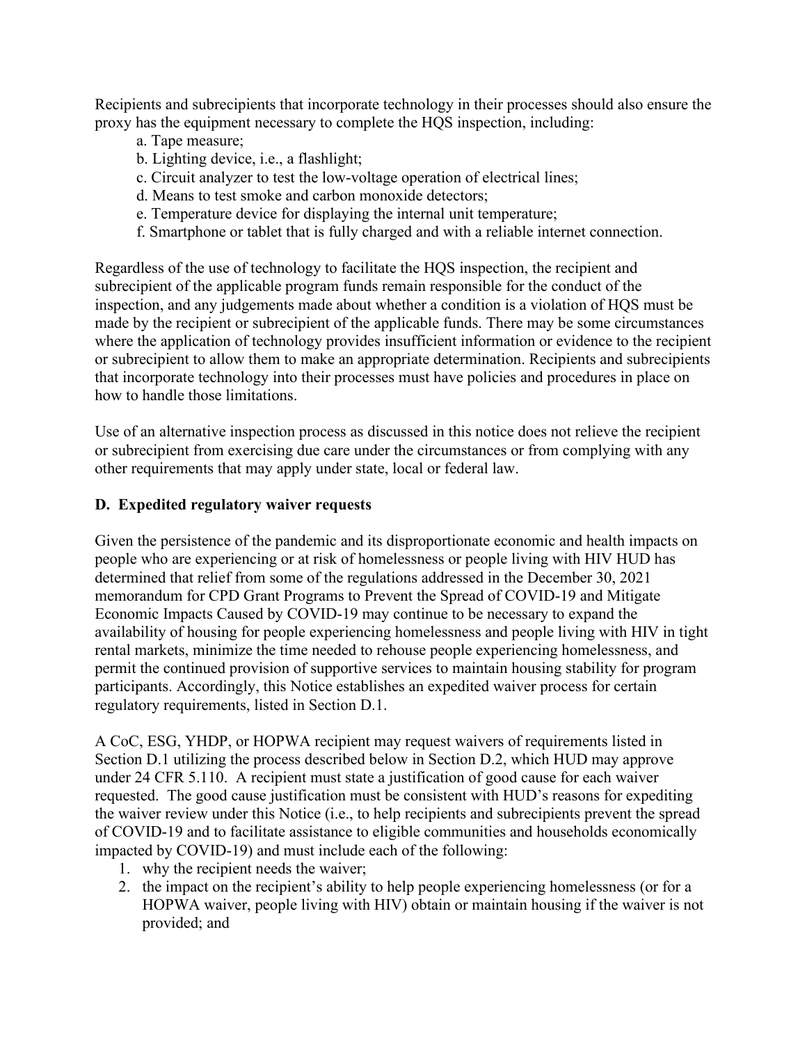Recipients and subrecipients that incorporate technology in their processes should also ensure the proxy has the equipment necessary to complete the HQS inspection, including:

a. Tape measure;
b. Lighting device, i.e., a flashlight;
c. Circuit analyzer to test the low-voltage operation of electrical lines;
d. Means to test smoke and carbon monoxide detectors;
e. Temperature device for displaying the internal unit temperature;
f. Smartphone or tablet that is fully charged and with a reliable internet connection.

Regardless of the use of technology to facilitate the HQS inspection, the recipient and subrecipient of the applicable program funds remain responsible for the conduct of the inspection, and any judgements made about whether a condition is a violation of HQS must be made by the recipient or subrecipient of the applicable funds. There may be some circumstances where the application of technology provides insufficient information or evidence to the recipient or subrecipient to allow them to make an appropriate determination. Recipients and subrecipients that incorporate technology into their processes must have policies and procedures in place on how to handle those limitations.

Use of an alternative inspection process as discussed in this notice does not relieve the recipient or subrecipient from exercising due care under the circumstances or from complying with any other requirements that may apply under state, local or federal law.

## D. Expedited regulatory waiver requests

Given the persistence of the pandemic and its disproportionate economic and health impacts on people who are experiencing or at risk of homelessness or people living with HIV HUD has determined that relief from some of the regulations addressed in the December 30, 2021 memorandum for CPD Grant Programs to Prevent the Spread of COVID-19 and Mitigate Economic Impacts Caused by COVID-19 may continue to be necessary to expand the availability of housing for people experiencing homelessness and people living with HIV in tight rental markets, minimize the time needed to rehouse people experiencing homelessness, and permit the continued provision of supportive services to maintain housing stability for program participants. Accordingly, this Notice establishes an expedited waiver process for certain regulatory requirements, listed in Section D.1.

A CoC, ESG, YHDP, or HOPWA recipient may request waivers of requirements listed in Section D.1 utilizing the process described below in Section D.2, which HUD may approve under 24 CFR 5.110. A recipient must state a justification of good cause for each waiver requested. The good cause justification must be consistent with HUD's reasons for expediting the waiver review under this Notice (i.e., to help recipients and subrecipients prevent the spread of COVID-19 and to facilitate assistance to eligible communities and households economically impacted by COVID-19) and must include each of the following:

1. why the recipient needs the waiver;
2. the impact on the recipient's ability to help people experiencing homelessness (or for a HOPWA waiver, people living with HIV) obtain or maintain housing if the waiver is not provided; and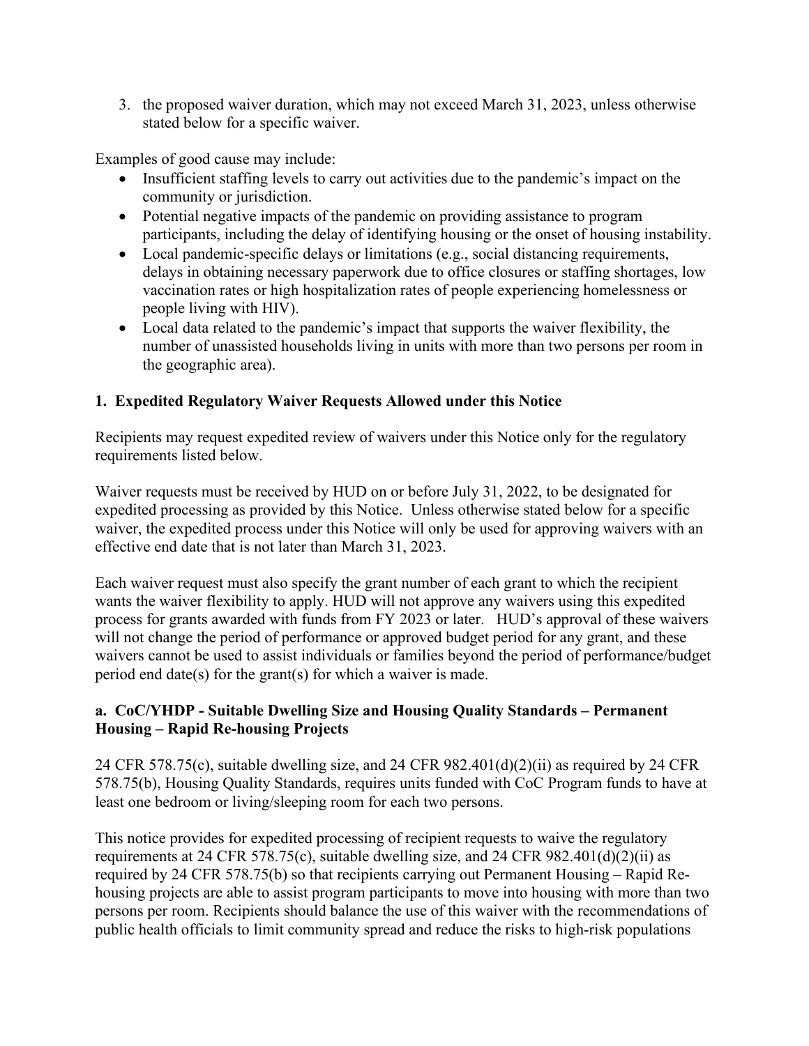3. the proposed waiver duration, which may not exceed March 31, 2023, unless otherwise stated below for a specific waiver.

Examples of good cause may include:

- Insufficient staffing levels to carry out activities due to the pandemic's impact on the community or jurisdiction.
- Potential negative impacts of the pandemic on providing assistance to program participants, including the delay of identifying housing or the onset of housing instability.
- Local pandemic-specific delays or limitations (e.g., social distancing requirements, delays in obtaining necessary paperwork due to office closures or staffing shortages, low vaccination rates or high hospitalization rates of people experiencing homelessness or people living with HIV).
- Local data related to the pandemic's impact that supports the waiver flexibility, the number of unassisted households living in units with more than two persons per room in the geographic area).

### 1. Expedited Regulatory Waiver Requests Allowed under this Notice

Recipients may request expedited review of waivers under this Notice only for the regulatory requirements listed below.

Waiver requests must be received by HUD on or before July 31, 2022, to be designated for expedited processing as provided by this Notice. Unless otherwise stated below for a specific waiver, the expedited process under this Notice will only be used for approving waivers with an effective end date that is not later than March 31, 2023.

Each waiver request must also specify the grant number of each grant to which the recipient wants the waiver flexibility to apply. HUD will not approve any waivers using this expedited process for grants awarded with funds from FY 2023 or later. HUD's approval of these waivers will not change the period of performance or approved budget period for any grant, and these waivers cannot be used to assist individuals or families beyond the period of performance/budget period end date(s) for the grant(s) for which a waiver is made.

#### a. CoC/YHDP - Suitable Dwelling Size and Housing Quality Standards – Permanent Housing – Rapid Re-housing Projects

24 CFR 578.75(c), suitable dwelling size, and 24 CFR 982.401(d)(2)(ii) as required by 24 CFR 578.75(b), Housing Quality Standards, requires units funded with CoC Program funds to have at least one bedroom or living/sleeping room for each two persons.

This notice provides for expedited processing of recipient requests to waive the regulatory requirements at 24 CFR 578.75(c), suitable dwelling size, and 24 CFR 982.401(d)(2)(ii) as required by 24 CFR 578.75(b) so that recipients carrying out Permanent Housing – Rapid Re-housing projects are able to assist program participants to move into housing with more than two persons per room. Recipients should balance the use of this waiver with the recommendations of public health officials to limit community spread and reduce the risks to high-risk populations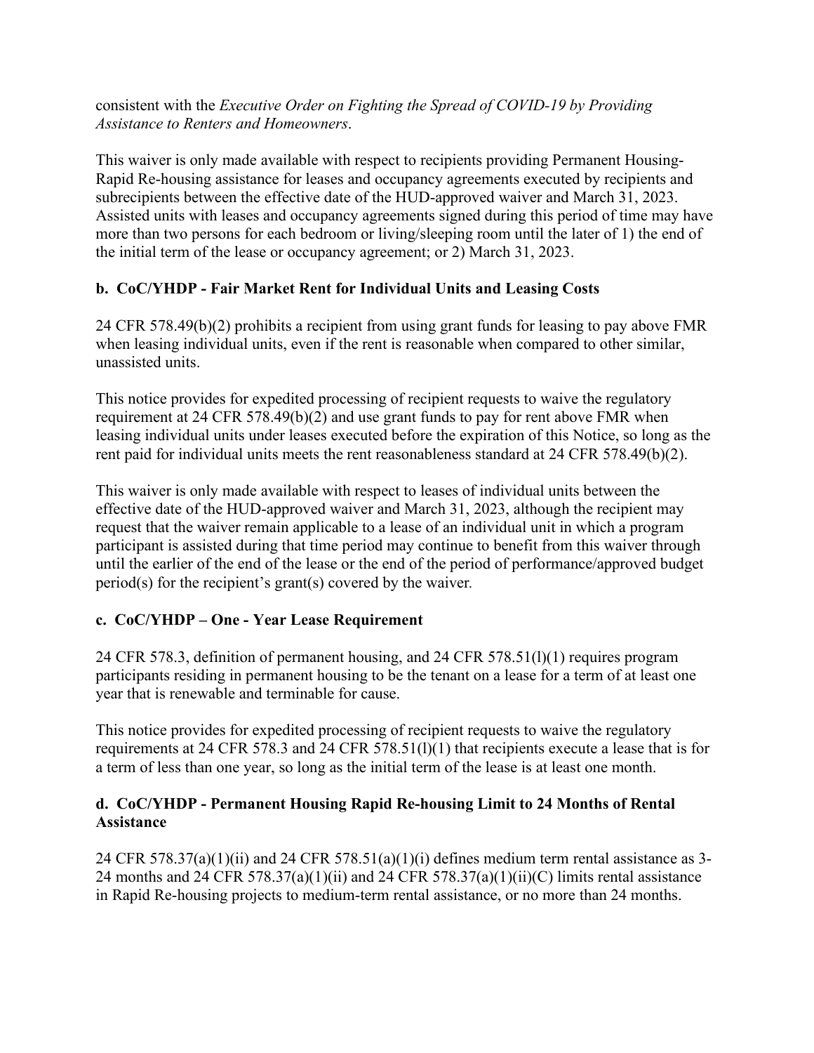consistent with the *Executive Order on Fighting the Spread of COVID-19 by Providing Assistance to Renters and Homeowners*.

This waiver is only made available with respect to recipients providing Permanent Housing-Rapid Re-housing assistance for leases and occupancy agreements executed by recipients and subrecipients between the effective date of the HUD-approved waiver and March 31, 2023. Assisted units with leases and occupancy agreements signed during this period of time may have more than two persons for each bedroom or living/sleeping room until the later of 1) the end of the initial term of the lease or occupancy agreement; or 2) March 31, 2023.

### b. CoC/YHDP - Fair Market Rent for Individual Units and Leasing Costs

24 CFR 578.49(b)(2) prohibits a recipient from using grant funds for leasing to pay above FMR when leasing individual units, even if the rent is reasonable when compared to other similar, unassisted units.

This notice provides for expedited processing of recipient requests to waive the regulatory requirement at 24 CFR 578.49(b)(2) and use grant funds to pay for rent above FMR when leasing individual units under leases executed before the expiration of this Notice, so long as the rent paid for individual units meets the rent reasonableness standard at 24 CFR 578.49(b)(2).

This waiver is only made available with respect to leases of individual units between the effective date of the HUD-approved waiver and March 31, 2023, although the recipient may request that the waiver remain applicable to a lease of an individual unit in which a program participant is assisted during that time period may continue to benefit from this waiver through until the earlier of the end of the lease or the end of the period of performance/approved budget period(s) for the recipient's grant(s) covered by the waiver.

### c. CoC/YHDP – One - Year Lease Requirement

24 CFR 578.3, definition of permanent housing, and 24 CFR 578.51(l)(1) requires program participants residing in permanent housing to be the tenant on a lease for a term of at least one year that is renewable and terminable for cause.

This notice provides for expedited processing of recipient requests to waive the regulatory requirements at 24 CFR 578.3 and 24 CFR 578.51(l)(1) that recipients execute a lease that is for a term of less than one year, so long as the initial term of the lease is at least one month.

### d. CoC/YHDP - Permanent Housing Rapid Re-housing Limit to 24 Months of Rental Assistance

24 CFR 578.37(a)(1)(ii) and 24 CFR 578.51(a)(1)(i) defines medium term rental assistance as 3-24 months and 24 CFR 578.37(a)(1)(ii) and 24 CFR 578.37(a)(1)(ii)(C) limits rental assistance in Rapid Re-housing projects to medium-term rental assistance, or no more than 24 months.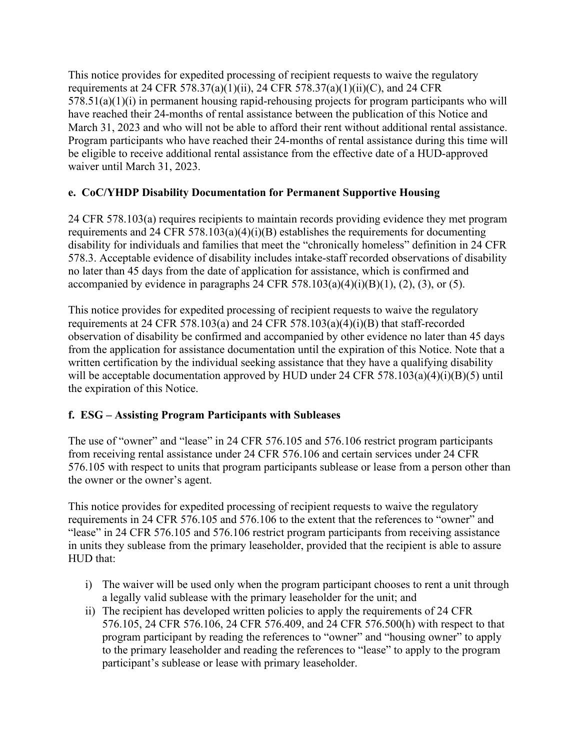This notice provides for expedited processing of recipient requests to waive the regulatory requirements at 24 CFR 578.37(a)(1)(ii), 24 CFR 578.37(a)(1)(ii)(C), and 24 CFR 578.51(a)(1)(i) in permanent housing rapid-rehousing projects for program participants who will have reached their 24-months of rental assistance between the publication of this Notice and March 31, 2023 and who will not be able to afford their rent without additional rental assistance. Program participants who have reached their 24-months of rental assistance during this time will be eligible to receive additional rental assistance from the effective date of a HUD-approved waiver until March 31, 2023.

### e. CoC/YHDP Disability Documentation for Permanent Supportive Housing

24 CFR 578.103(a) requires recipients to maintain records providing evidence they met program requirements and 24 CFR 578.103(a)(4)(i)(B) establishes the requirements for documenting disability for individuals and families that meet the "chronically homeless" definition in 24 CFR 578.3. Acceptable evidence of disability includes intake-staff recorded observations of disability no later than 45 days from the date of application for assistance, which is confirmed and accompanied by evidence in paragraphs 24 CFR 578.103(a)(4)(i)(B)(1), (2), (3), or (5).

This notice provides for expedited processing of recipient requests to waive the regulatory requirements at 24 CFR 578.103(a) and 24 CFR 578.103(a)(4)(i)(B) that staff-recorded observation of disability be confirmed and accompanied by other evidence no later than 45 days from the application for assistance documentation until the expiration of this Notice. Note that a written certification by the individual seeking assistance that they have a qualifying disability will be acceptable documentation approved by HUD under 24 CFR 578.103(a)(4)(i)(B)(5) until the expiration of this Notice.

### f. ESG – Assisting Program Participants with Subleases

The use of "owner" and "lease" in 24 CFR 576.105 and 576.106 restrict program participants from receiving rental assistance under 24 CFR 576.106 and certain services under 24 CFR 576.105 with respect to units that program participants sublease or lease from a person other than the owner or the owner's agent.

This notice provides for expedited processing of recipient requests to waive the regulatory requirements in 24 CFR 576.105 and 576.106 to the extent that the references to "owner" and "lease" in 24 CFR 576.105 and 576.106 restrict program participants from receiving assistance in units they sublease from the primary leaseholder, provided that the recipient is able to assure HUD that:

i) The waiver will be used only when the program participant chooses to rent a unit through a legally valid sublease with the primary leaseholder for the unit; and
ii) The recipient has developed written policies to apply the requirements of 24 CFR 576.105, 24 CFR 576.106, 24 CFR 576.409, and 24 CFR 576.500(h) with respect to that program participant by reading the references to "owner" and "housing owner" to apply to the primary leaseholder and reading the references to "lease" to apply to the program participant's sublease or lease with primary leaseholder.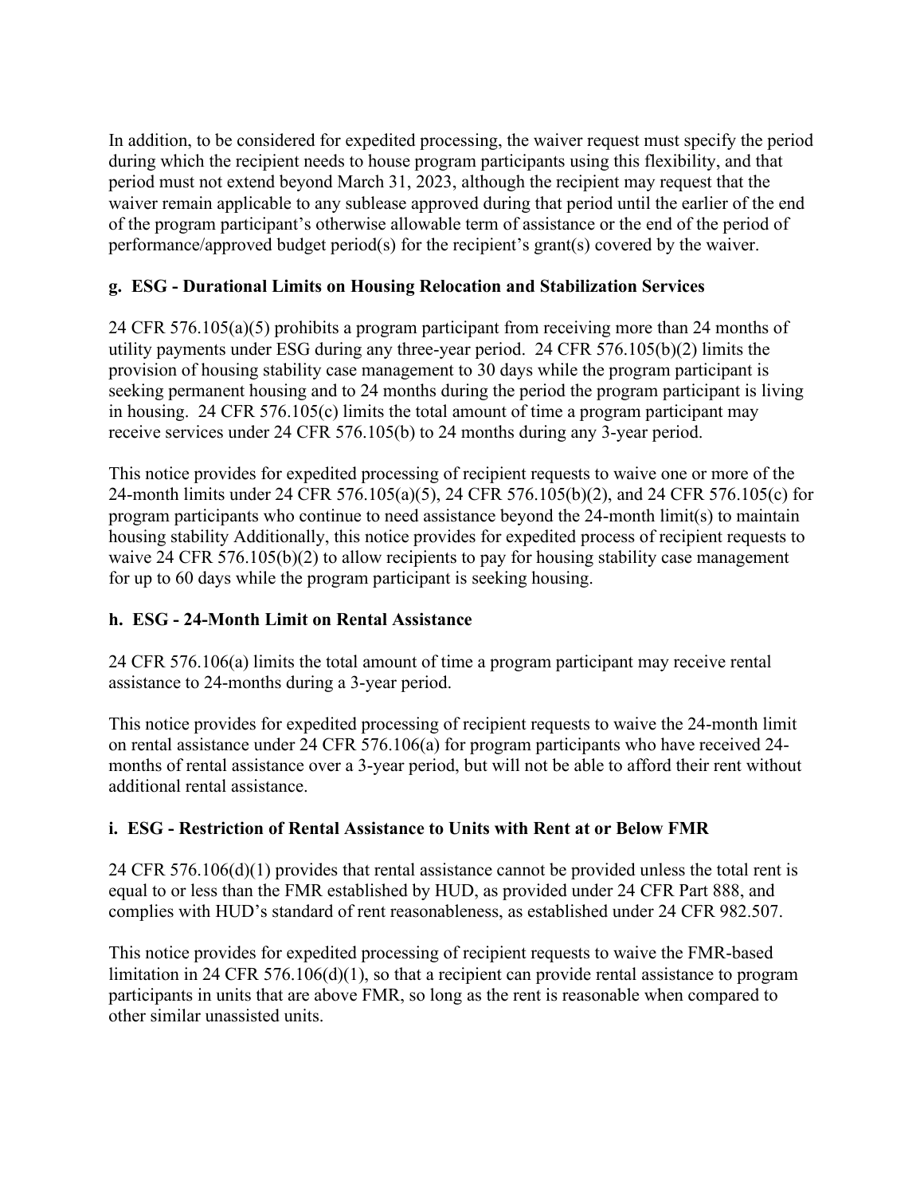In addition, to be considered for expedited processing, the waiver request must specify the period during which the recipient needs to house program participants using this flexibility, and that period must not extend beyond March 31, 2023, although the recipient may request that the waiver remain applicable to any sublease approved during that period until the earlier of the end of the program participant's otherwise allowable term of assistance or the end of the period of performance/approved budget period(s) for the recipient's grant(s) covered by the waiver.

### g. ESG - Durational Limits on Housing Relocation and Stabilization Services

24 CFR 576.105(a)(5) prohibits a program participant from receiving more than 24 months of utility payments under ESG during any three-year period. 24 CFR 576.105(b)(2) limits the provision of housing stability case management to 30 days while the program participant is seeking permanent housing and to 24 months during the period the program participant is living in housing. 24 CFR 576.105(c) limits the total amount of time a program participant may receive services under 24 CFR 576.105(b) to 24 months during any 3-year period.

This notice provides for expedited processing of recipient requests to waive one or more of the 24-month limits under 24 CFR 576.105(a)(5), 24 CFR 576.105(b)(2), and 24 CFR 576.105(c) for program participants who continue to need assistance beyond the 24-month limit(s) to maintain housing stability Additionally, this notice provides for expedited process of recipient requests to waive 24 CFR 576.105(b)(2) to allow recipients to pay for housing stability case management for up to 60 days while the program participant is seeking housing.

### h. ESG - 24-Month Limit on Rental Assistance

24 CFR 576.106(a) limits the total amount of time a program participant may receive rental assistance to 24-months during a 3-year period.

This notice provides for expedited processing of recipient requests to waive the 24-month limit on rental assistance under 24 CFR 576.106(a) for program participants who have received 24-months of rental assistance over a 3-year period, but will not be able to afford their rent without additional rental assistance.

### i. ESG - Restriction of Rental Assistance to Units with Rent at or Below FMR

24 CFR 576.106(d)(1) provides that rental assistance cannot be provided unless the total rent is equal to or less than the FMR established by HUD, as provided under 24 CFR Part 888, and complies with HUD's standard of rent reasonableness, as established under 24 CFR 982.507.

This notice provides for expedited processing of recipient requests to waive the FMR-based limitation in 24 CFR 576.106(d)(1), so that a recipient can provide rental assistance to program participants in units that are above FMR, so long as the rent is reasonable when compared to other similar unassisted units.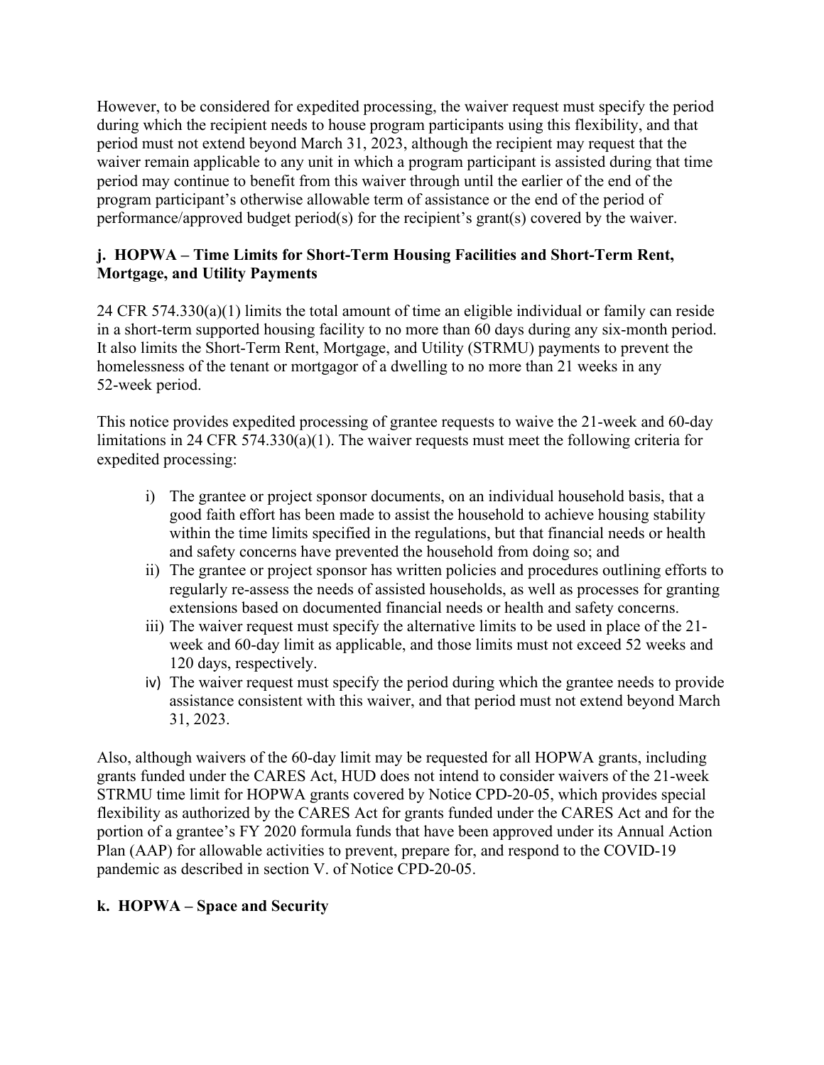However, to be considered for expedited processing, the waiver request must specify the period during which the recipient needs to house program participants using this flexibility, and that period must not extend beyond March 31, 2023, although the recipient may request that the waiver remain applicable to any unit in which a program participant is assisted during that time period may continue to benefit from this waiver through until the earlier of the end of the program participant's otherwise allowable term of assistance or the end of the period of performance/approved budget period(s) for the recipient's grant(s) covered by the waiver.

**j. HOPWA – Time Limits for Short-Term Housing Facilities and Short-Term Rent, Mortgage, and Utility Payments**

24 CFR 574.330(a)(1) limits the total amount of time an eligible individual or family can reside in a short-term supported housing facility to no more than 60 days during any six-month period. It also limits the Short-Term Rent, Mortgage, and Utility (STRMU) payments to prevent the homelessness of the tenant or mortgagor of a dwelling to no more than 21 weeks in any 52-week period.

This notice provides expedited processing of grantee requests to waive the 21-week and 60-day limitations in 24 CFR 574.330(a)(1). The waiver requests must meet the following criteria for expedited processing:

i) The grantee or project sponsor documents, on an individual household basis, that a good faith effort has been made to assist the household to achieve housing stability within the time limits specified in the regulations, but that financial needs or health and safety concerns have prevented the household from doing so; and
ii) The grantee or project sponsor has written policies and procedures outlining efforts to regularly re-assess the needs of assisted households, as well as processes for granting extensions based on documented financial needs or health and safety concerns.
iii) The waiver request must specify the alternative limits to be used in place of the 21-week and 60-day limit as applicable, and those limits must not exceed 52 weeks and 120 days, respectively.
iv) The waiver request must specify the period during which the grantee needs to provide assistance consistent with this waiver, and that period must not extend beyond March 31, 2023.

Also, although waivers of the 60-day limit may be requested for all HOPWA grants, including grants funded under the CARES Act, HUD does not intend to consider waivers of the 21-week STRMU time limit for HOPWA grants covered by Notice CPD-20-05, which provides special flexibility as authorized by the CARES Act for grants funded under the CARES Act and for the portion of a grantee's FY 2020 formula funds that have been approved under its Annual Action Plan (AAP) for allowable activities to prevent, prepare for, and respond to the COVID-19 pandemic as described in section V. of Notice CPD-20-05.

**k. HOPWA – Space and Security**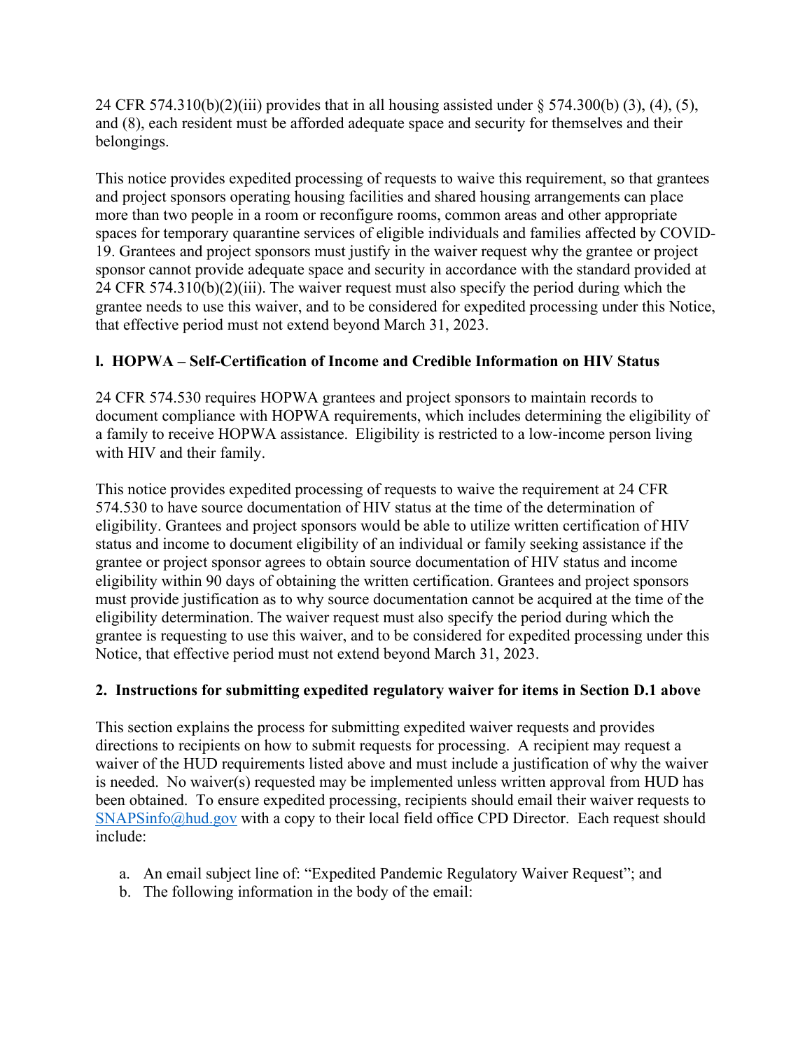24 CFR 574.310(b)(2)(iii) provides that in all housing assisted under § 574.300(b) (3), (4), (5), and (8), each resident must be afforded adequate space and security for themselves and their belongings.

This notice provides expedited processing of requests to waive this requirement, so that grantees and project sponsors operating housing facilities and shared housing arrangements can place more than two people in a room or reconfigure rooms, common areas and other appropriate spaces for temporary quarantine services of eligible individuals and families affected by COVID-19. Grantees and project sponsors must justify in the waiver request why the grantee or project sponsor cannot provide adequate space and security in accordance with the standard provided at 24 CFR 574.310(b)(2)(iii). The waiver request must also specify the period during which the grantee needs to use this waiver, and to be considered for expedited processing under this Notice, that effective period must not extend beyond March 31, 2023.

### l. HOPWA – Self-Certification of Income and Credible Information on HIV Status

24 CFR 574.530 requires HOPWA grantees and project sponsors to maintain records to document compliance with HOPWA requirements, which includes determining the eligibility of a family to receive HOPWA assistance. Eligibility is restricted to a low-income person living with HIV and their family.

This notice provides expedited processing of requests to waive the requirement at 24 CFR 574.530 to have source documentation of HIV status at the time of the determination of eligibility. Grantees and project sponsors would be able to utilize written certification of HIV status and income to document eligibility of an individual or family seeking assistance if the grantee or project sponsor agrees to obtain source documentation of HIV status and income eligibility within 90 days of obtaining the written certification. Grantees and project sponsors must provide justification as to why source documentation cannot be acquired at the time of the eligibility determination. The waiver request must also specify the period during which the grantee is requesting to use this waiver, and to be considered for expedited processing under this Notice, that effective period must not extend beyond March 31, 2023.

### 2. Instructions for submitting expedited regulatory waiver for items in Section D.1 above

This section explains the process for submitting expedited waiver requests and provides directions to recipients on how to submit requests for processing. A recipient may request a waiver of the HUD requirements listed above and must include a justification of why the waiver is needed. No waiver(s) requested may be implemented unless written approval from HUD has been obtained. To ensure expedited processing, recipients should email their waiver requests to SNAPSinfo@hud.gov with a copy to their local field office CPD Director. Each request should include:

a. An email subject line of: "Expedited Pandemic Regulatory Waiver Request"; and
b. The following information in the body of the email: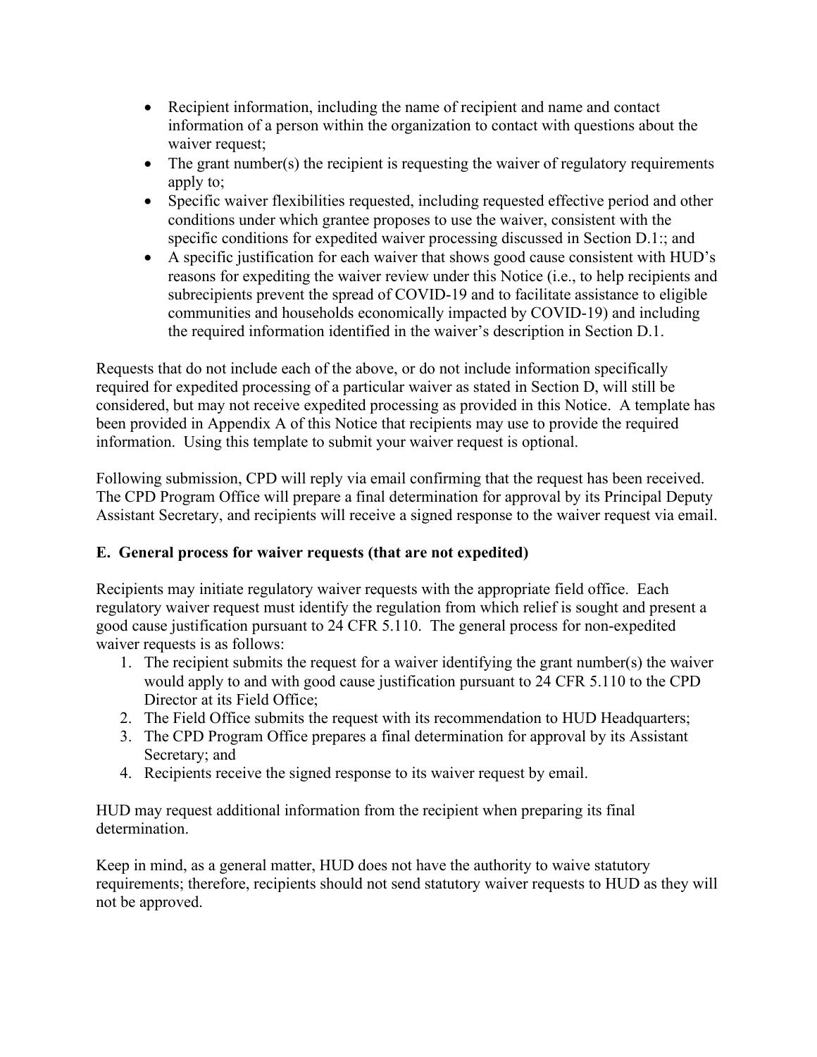- Recipient information, including the name of recipient and name and contact information of a person within the organization to contact with questions about the waiver request;
- The grant number(s) the recipient is requesting the waiver of regulatory requirements apply to;
- Specific waiver flexibilities requested, including requested effective period and other conditions under which grantee proposes to use the waiver, consistent with the specific conditions for expedited waiver processing discussed in Section D.1:; and
- A specific justification for each waiver that shows good cause consistent with HUD's reasons for expediting the waiver review under this Notice (i.e., to help recipients and subrecipients prevent the spread of COVID-19 and to facilitate assistance to eligible communities and households economically impacted by COVID-19) and including the required information identified in the waiver's description in Section D.1.

Requests that do not include each of the above, or do not include information specifically required for expedited processing of a particular waiver as stated in Section D, will still be considered, but may not receive expedited processing as provided in this Notice. A template has been provided in Appendix A of this Notice that recipients may use to provide the required information. Using this template to submit your waiver request is optional.

Following submission, CPD will reply via email confirming that the request has been received. The CPD Program Office will prepare a final determination for approval by its Principal Deputy Assistant Secretary, and recipients will receive a signed response to the waiver request via email.

### E. General process for waiver requests (that are not expedited)

Recipients may initiate regulatory waiver requests with the appropriate field office. Each regulatory waiver request must identify the regulation from which relief is sought and present a good cause justification pursuant to 24 CFR 5.110. The general process for non-expedited waiver requests is as follows:

1. The recipient submits the request for a waiver identifying the grant number(s) the waiver would apply to and with good cause justification pursuant to 24 CFR 5.110 to the CPD Director at its Field Office;
2. The Field Office submits the request with its recommendation to HUD Headquarters;
3. The CPD Program Office prepares a final determination for approval by its Assistant Secretary; and
4. Recipients receive the signed response to its waiver request by email.

HUD may request additional information from the recipient when preparing its final determination.

Keep in mind, as a general matter, HUD does not have the authority to waive statutory requirements; therefore, recipients should not send statutory waiver requests to HUD as they will not be approved.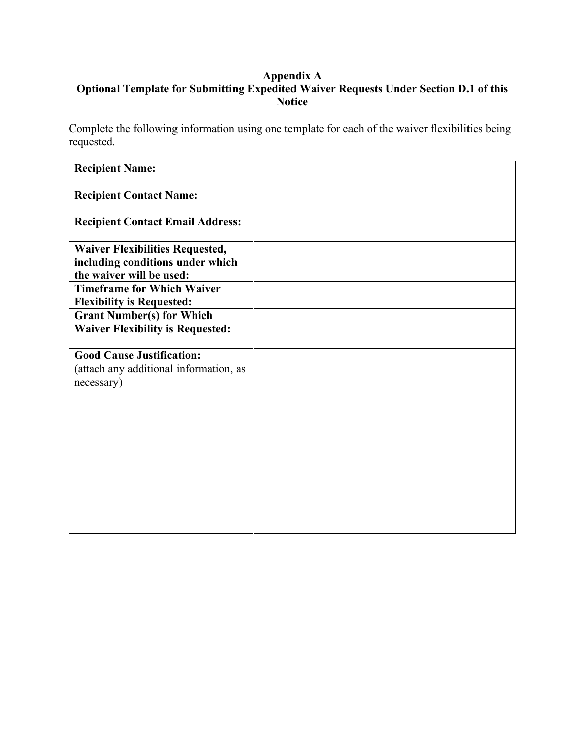**Appendix A**

**Optional Template for Submitting Expedited Waiver Requests Under Section D.1 of this Notice**

Complete the following information using one template for each of the waiver flexibilities being requested.

| | |
|---|---|
| **Recipient Name:** | |
| **Recipient Contact Name:** | |
| **Recipient Contact Email Address:** | |
| **Waiver Flexibilities Requested, including conditions under which the waiver will be used:** | |
| **Timeframe for Which Waiver Flexibility is Requested:** | |
| **Grant Number(s) for Which Waiver Flexibility is Requested:** | |
| **Good Cause Justification:** (attach any additional information, as necessary) | |